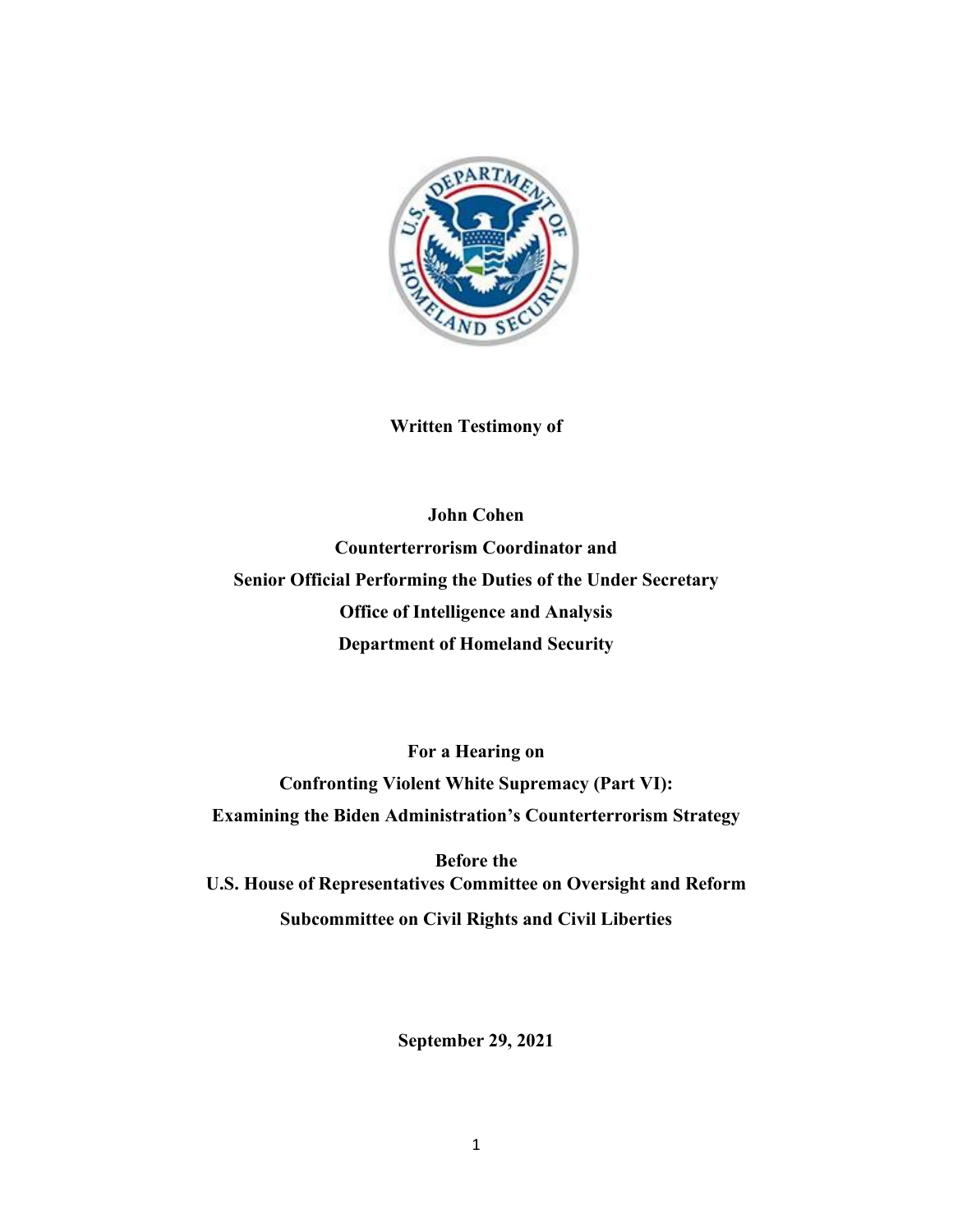**Written Testimony of**

**John Cohen**

**Counterterrorism Coordinator and**

**Senior Official Performing the Duties of the Under Secretary**

**Office of Intelligence and Analysis**

**Department of Homeland Security**

**For a Hearing on**

**Confronting Violent White Supremacy (Part VI):**

**Examining the Biden Administration's Counterterrorism Strategy**

**Before the**

**U.S. House of Representatives Committee on Oversight and Reform**

**Subcommittee on Civil Rights and Civil Liberties**

**September 29, 2021**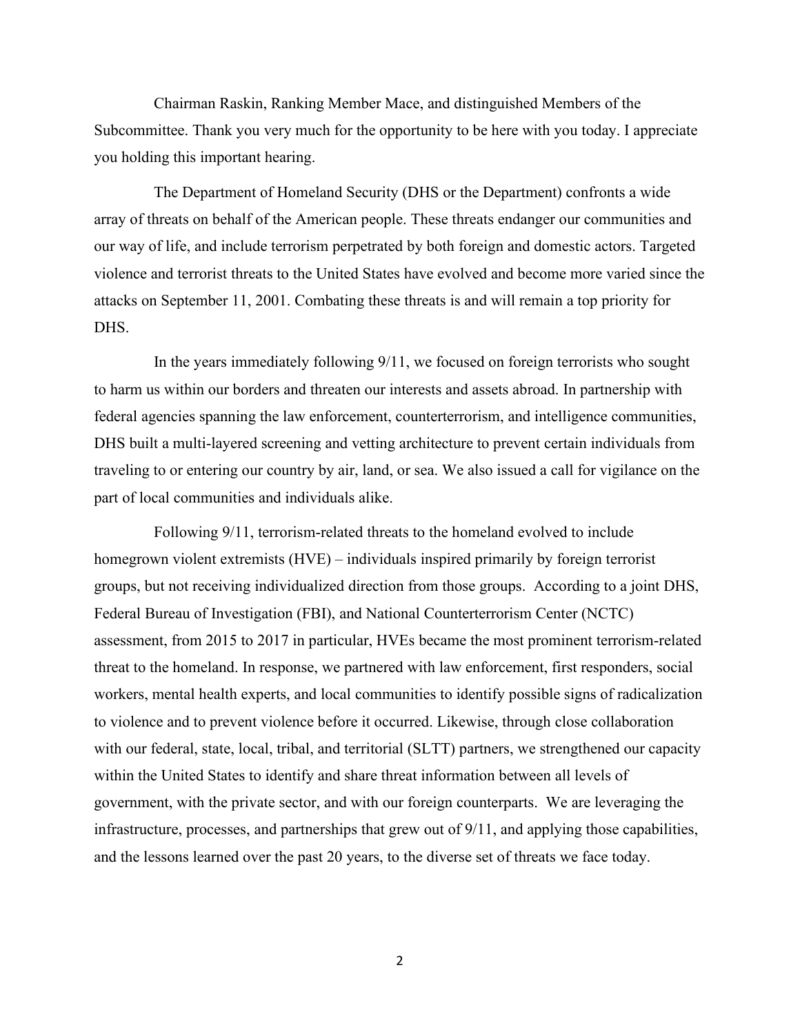Chairman Raskin, Ranking Member Mace, and distinguished Members of the Subcommittee. Thank you very much for the opportunity to be here with you today. I appreciate you holding this important hearing.

The Department of Homeland Security (DHS or the Department) confronts a wide array of threats on behalf of the American people. These threats endanger our communities and our way of life, and include terrorism perpetrated by both foreign and domestic actors. Targeted violence and terrorist threats to the United States have evolved and become more varied since the attacks on September 11, 2001. Combating these threats is and will remain a top priority for DHS.

In the years immediately following 9/11, we focused on foreign terrorists who sought to harm us within our borders and threaten our interests and assets abroad. In partnership with federal agencies spanning the law enforcement, counterterrorism, and intelligence communities, DHS built a multi-layered screening and vetting architecture to prevent certain individuals from traveling to or entering our country by air, land, or sea. We also issued a call for vigilance on the part of local communities and individuals alike.

Following 9/11, terrorism-related threats to the homeland evolved to include homegrown violent extremists (HVE) – individuals inspired primarily by foreign terrorist groups, but not receiving individualized direction from those groups. According to a joint DHS, Federal Bureau of Investigation (FBI), and National Counterterrorism Center (NCTC) assessment, from 2015 to 2017 in particular, HVEs became the most prominent terrorism-related threat to the homeland. In response, we partnered with law enforcement, first responders, social workers, mental health experts, and local communities to identify possible signs of radicalization to violence and to prevent violence before it occurred. Likewise, through close collaboration with our federal, state, local, tribal, and territorial (SLTT) partners, we strengthened our capacity within the United States to identify and share threat information between all levels of government, with the private sector, and with our foreign counterparts. We are leveraging the infrastructure, processes, and partnerships that grew out of 9/11, and applying those capabilities, and the lessons learned over the past 20 years, to the diverse set of threats we face today.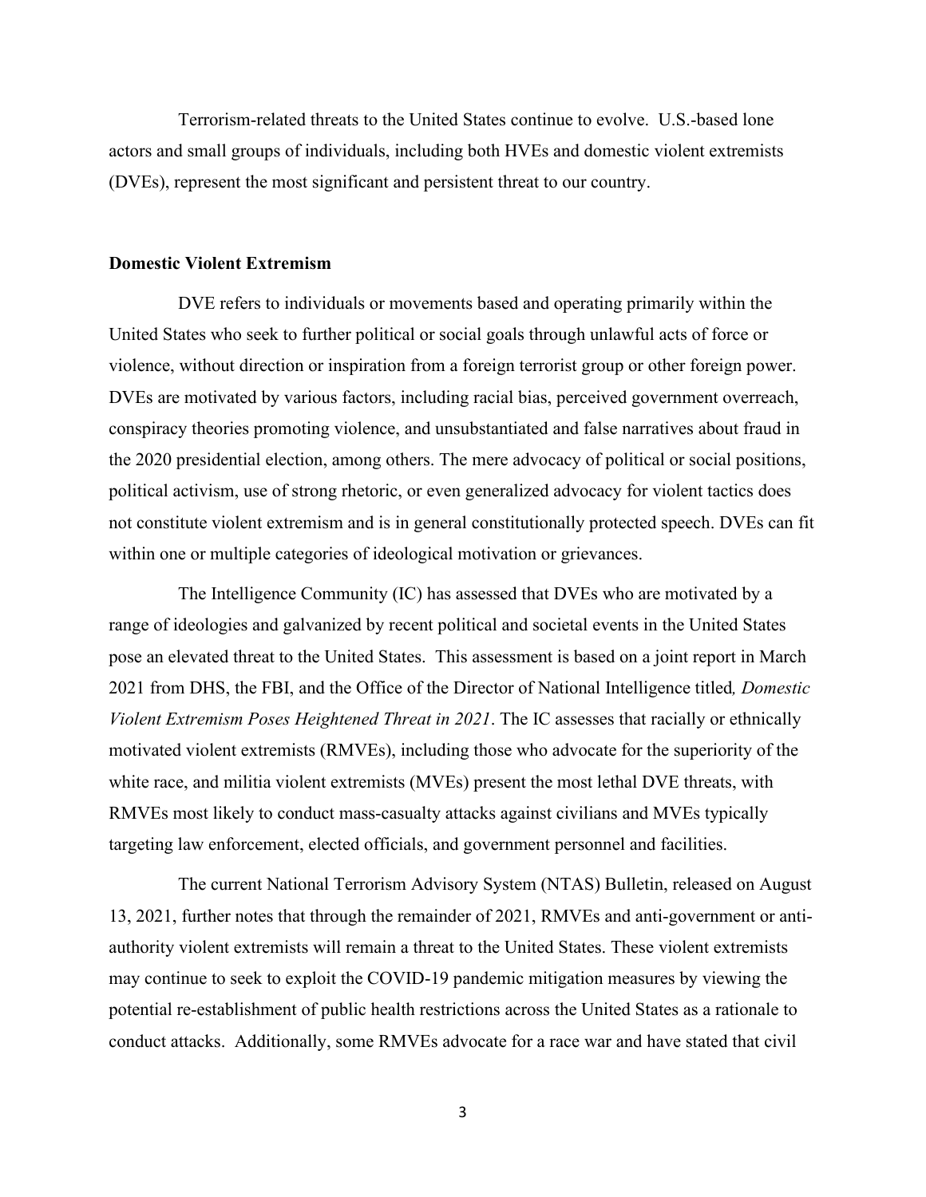Terrorism-related threats to the United States continue to evolve. U.S.-based lone actors and small groups of individuals, including both HVEs and domestic violent extremists (DVEs), represent the most significant and persistent threat to our country.

## Domestic Violent Extremism

DVE refers to individuals or movements based and operating primarily within the United States who seek to further political or social goals through unlawful acts of force or violence, without direction or inspiration from a foreign terrorist group or other foreign power. DVEs are motivated by various factors, including racial bias, perceived government overreach, conspiracy theories promoting violence, and unsubstantiated and false narratives about fraud in the 2020 presidential election, among others. The mere advocacy of political or social positions, political activism, use of strong rhetoric, or even generalized advocacy for violent tactics does not constitute violent extremism and is in general constitutionally protected speech. DVEs can fit within one or multiple categories of ideological motivation or grievances.

The Intelligence Community (IC) has assessed that DVEs who are motivated by a range of ideologies and galvanized by recent political and societal events in the United States pose an elevated threat to the United States. This assessment is based on a joint report in March 2021 from DHS, the FBI, and the Office of the Director of National Intelligence titled*, Domestic Violent Extremism Poses Heightened Threat in 2021*. The IC assesses that racially or ethnically motivated violent extremists (RMVEs), including those who advocate for the superiority of the white race, and militia violent extremists (MVEs) present the most lethal DVE threats, with RMVEs most likely to conduct mass-casualty attacks against civilians and MVEs typically targeting law enforcement, elected officials, and government personnel and facilities.

The current National Terrorism Advisory System (NTAS) Bulletin, released on August 13, 2021, further notes that through the remainder of 2021, RMVEs and anti-government or anti-authority violent extremists will remain a threat to the United States. These violent extremists may continue to seek to exploit the COVID-19 pandemic mitigation measures by viewing the potential re-establishment of public health restrictions across the United States as a rationale to conduct attacks. Additionally, some RMVEs advocate for a race war and have stated that civil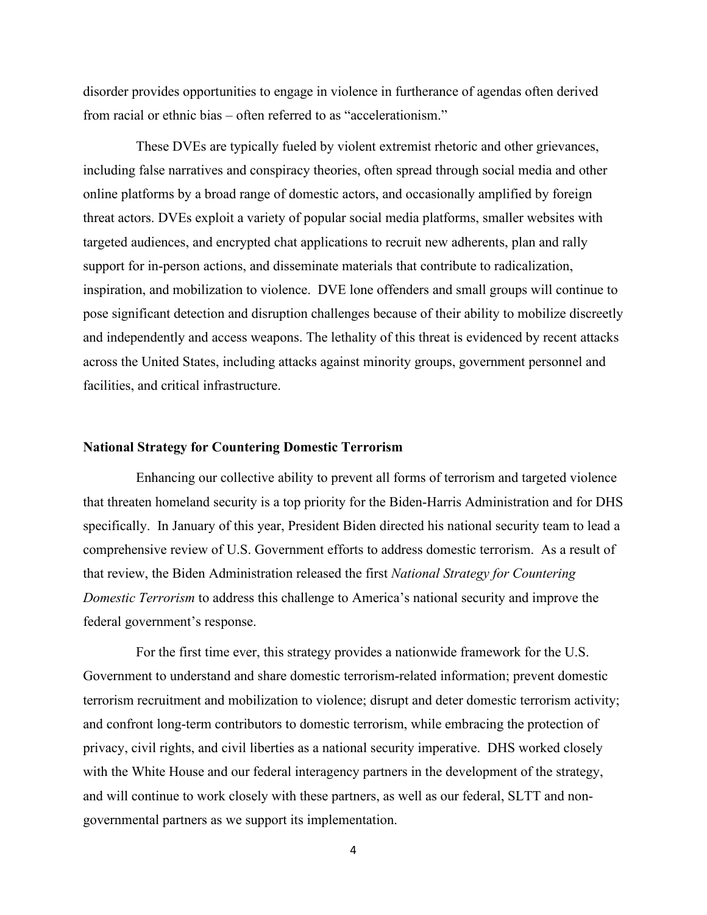disorder provides opportunities to engage in violence in furtherance of agendas often derived from racial or ethnic bias – often referred to as "accelerationism."

These DVEs are typically fueled by violent extremist rhetoric and other grievances, including false narratives and conspiracy theories, often spread through social media and other online platforms by a broad range of domestic actors, and occasionally amplified by foreign threat actors. DVEs exploit a variety of popular social media platforms, smaller websites with targeted audiences, and encrypted chat applications to recruit new adherents, plan and rally support for in-person actions, and disseminate materials that contribute to radicalization, inspiration, and mobilization to violence. DVE lone offenders and small groups will continue to pose significant detection and disruption challenges because of their ability to mobilize discreetly and independently and access weapons. The lethality of this threat is evidenced by recent attacks across the United States, including attacks against minority groups, government personnel and facilities, and critical infrastructure.

**National Strategy for Countering Domestic Terrorism**

Enhancing our collective ability to prevent all forms of terrorism and targeted violence that threaten homeland security is a top priority for the Biden-Harris Administration and for DHS specifically. In January of this year, President Biden directed his national security team to lead a comprehensive review of U.S. Government efforts to address domestic terrorism. As a result of that review, the Biden Administration released the first *National Strategy for Countering Domestic Terrorism* to address this challenge to America's national security and improve the federal government's response.

For the first time ever, this strategy provides a nationwide framework for the U.S. Government to understand and share domestic terrorism-related information; prevent domestic terrorism recruitment and mobilization to violence; disrupt and deter domestic terrorism activity; and confront long-term contributors to domestic terrorism, while embracing the protection of privacy, civil rights, and civil liberties as a national security imperative. DHS worked closely with the White House and our federal interagency partners in the development of the strategy, and will continue to work closely with these partners, as well as our federal, SLTT and non-governmental partners as we support its implementation.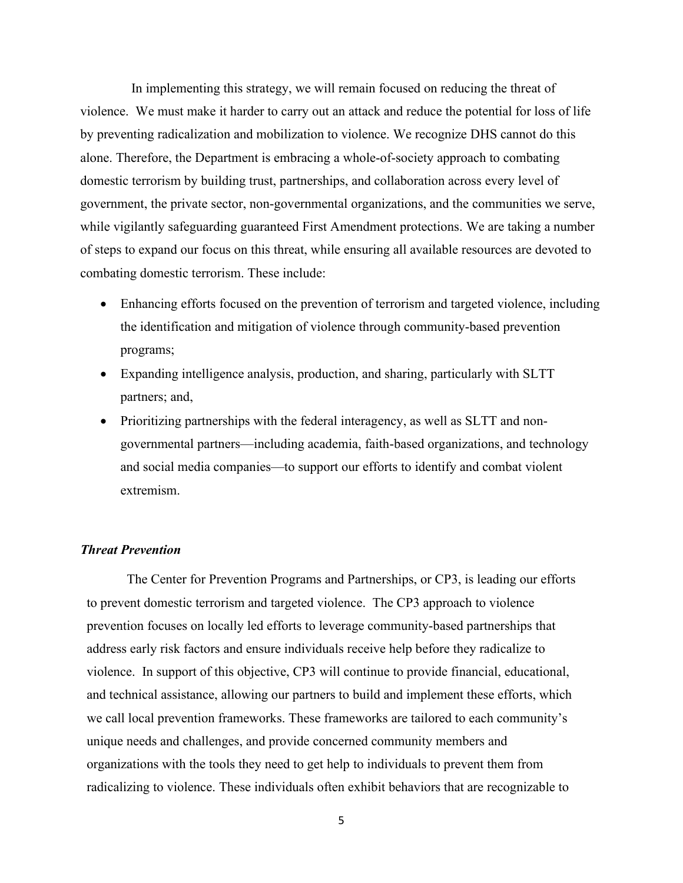In implementing this strategy, we will remain focused on reducing the threat of violence. We must make it harder to carry out an attack and reduce the potential for loss of life by preventing radicalization and mobilization to violence. We recognize DHS cannot do this alone. Therefore, the Department is embracing a whole-of-society approach to combating domestic terrorism by building trust, partnerships, and collaboration across every level of government, the private sector, non-governmental organizations, and the communities we serve, while vigilantly safeguarding guaranteed First Amendment protections. We are taking a number of steps to expand our focus on this threat, while ensuring all available resources are devoted to combating domestic terrorism. These include:

- Enhancing efforts focused on the prevention of terrorism and targeted violence, including the identification and mitigation of violence through community-based prevention programs;
- Expanding intelligence analysis, production, and sharing, particularly with SLTT partners; and,
- Prioritizing partnerships with the federal interagency, as well as SLTT and non-governmental partners—including academia, faith-based organizations, and technology and social media companies—to support our efforts to identify and combat violent extremism.

***Threat Prevention***

The Center for Prevention Programs and Partnerships, or CP3, is leading our efforts to prevent domestic terrorism and targeted violence. The CP3 approach to violence prevention focuses on locally led efforts to leverage community-based partnerships that address early risk factors and ensure individuals receive help before they radicalize to violence. In support of this objective, CP3 will continue to provide financial, educational, and technical assistance, allowing our partners to build and implement these efforts, which we call local prevention frameworks. These frameworks are tailored to each community's unique needs and challenges, and provide concerned community members and organizations with the tools they need to get help to individuals to prevent them from radicalizing to violence. These individuals often exhibit behaviors that are recognizable to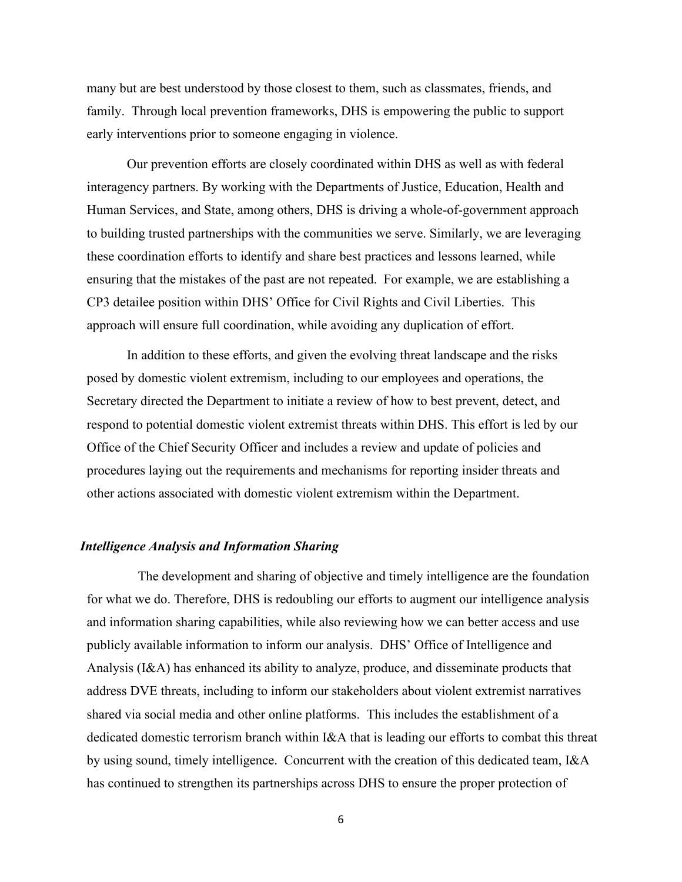many but are best understood by those closest to them, such as classmates, friends, and family. Through local prevention frameworks, DHS is empowering the public to support early interventions prior to someone engaging in violence.

Our prevention efforts are closely coordinated within DHS as well as with federal interagency partners. By working with the Departments of Justice, Education, Health and Human Services, and State, among others, DHS is driving a whole-of-government approach to building trusted partnerships with the communities we serve. Similarly, we are leveraging these coordination efforts to identify and share best practices and lessons learned, while ensuring that the mistakes of the past are not repeated. For example, we are establishing a CP3 detailee position within DHS' Office for Civil Rights and Civil Liberties. This approach will ensure full coordination, while avoiding any duplication of effort.

In addition to these efforts, and given the evolving threat landscape and the risks posed by domestic violent extremism, including to our employees and operations, the Secretary directed the Department to initiate a review of how to best prevent, detect, and respond to potential domestic violent extremist threats within DHS. This effort is led by our Office of the Chief Security Officer and includes a review and update of policies and procedures laying out the requirements and mechanisms for reporting insider threats and other actions associated with domestic violent extremism within the Department.

***Intelligence Analysis and Information Sharing***

The development and sharing of objective and timely intelligence are the foundation for what we do. Therefore, DHS is redoubling our efforts to augment our intelligence analysis and information sharing capabilities, while also reviewing how we can better access and use publicly available information to inform our analysis. DHS' Office of Intelligence and Analysis (I&A) has enhanced its ability to analyze, produce, and disseminate products that address DVE threats, including to inform our stakeholders about violent extremist narratives shared via social media and other online platforms. This includes the establishment of a dedicated domestic terrorism branch within I&A that is leading our efforts to combat this threat by using sound, timely intelligence. Concurrent with the creation of this dedicated team, I&A has continued to strengthen its partnerships across DHS to ensure the proper protection of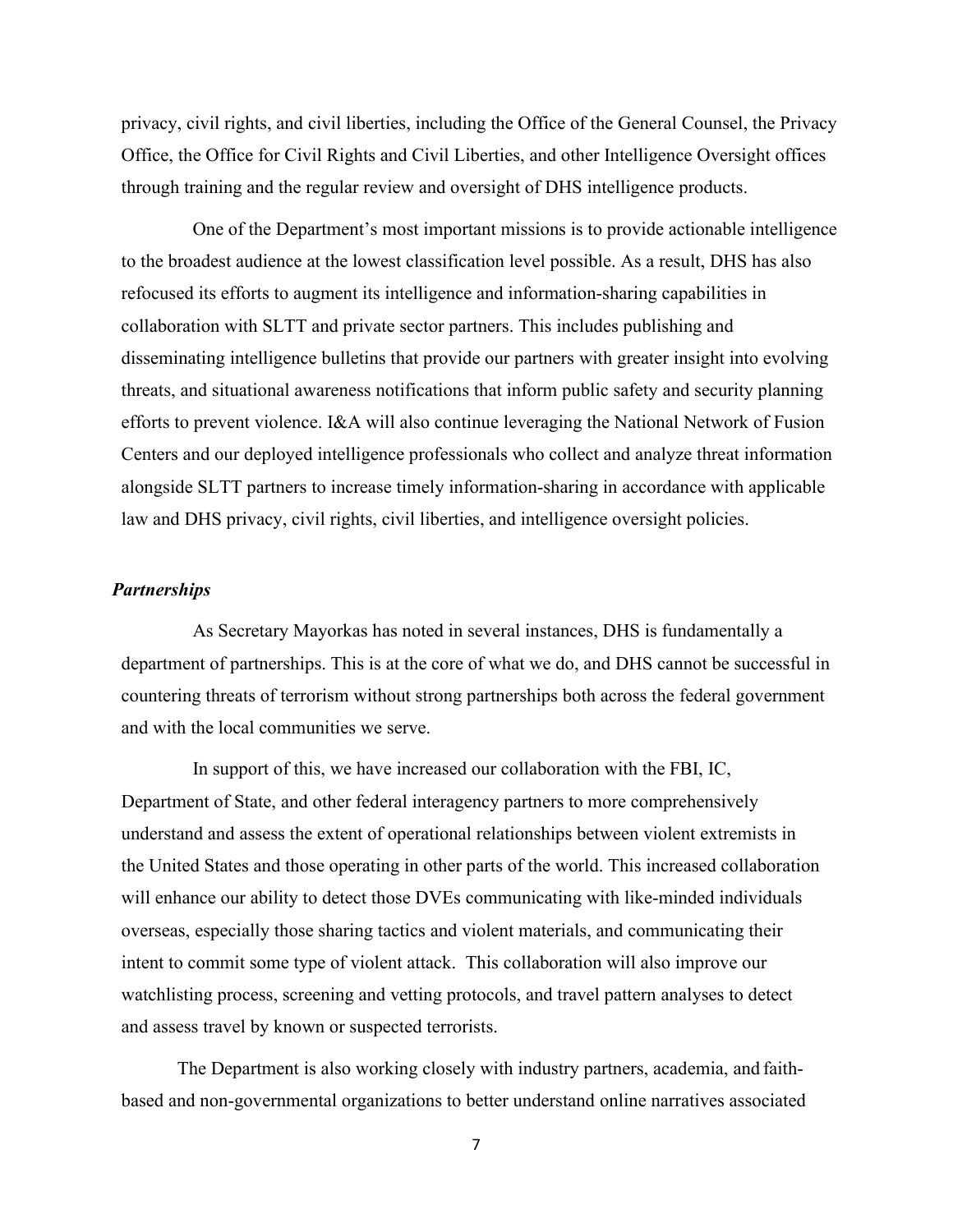privacy, civil rights, and civil liberties, including the Office of the General Counsel, the Privacy Office, the Office for Civil Rights and Civil Liberties, and other Intelligence Oversight offices through training and the regular review and oversight of DHS intelligence products.

One of the Department's most important missions is to provide actionable intelligence to the broadest audience at the lowest classification level possible. As a result, DHS has also refocused its efforts to augment its intelligence and information-sharing capabilities in collaboration with SLTT and private sector partners. This includes publishing and disseminating intelligence bulletins that provide our partners with greater insight into evolving threats, and situational awareness notifications that inform public safety and security planning efforts to prevent violence. I&A will also continue leveraging the National Network of Fusion Centers and our deployed intelligence professionals who collect and analyze threat information alongside SLTT partners to increase timely information-sharing in accordance with applicable law and DHS privacy, civil rights, civil liberties, and intelligence oversight policies.

***Partnerships***

As Secretary Mayorkas has noted in several instances, DHS is fundamentally a department of partnerships. This is at the core of what we do, and DHS cannot be successful in countering threats of terrorism without strong partnerships both across the federal government and with the local communities we serve.

In support of this, we have increased our collaboration with the FBI, IC, Department of State, and other federal interagency partners to more comprehensively understand and assess the extent of operational relationships between violent extremists in the United States and those operating in other parts of the world. This increased collaboration will enhance our ability to detect those DVEs communicating with like-minded individuals overseas, especially those sharing tactics and violent materials, and communicating their intent to commit some type of violent attack. This collaboration will also improve our watchlisting process, screening and vetting protocols, and travel pattern analyses to detect and assess travel by known or suspected terrorists.

The Department is also working closely with industry partners, academia, and faith-based and non-governmental organizations to better understand online narratives associated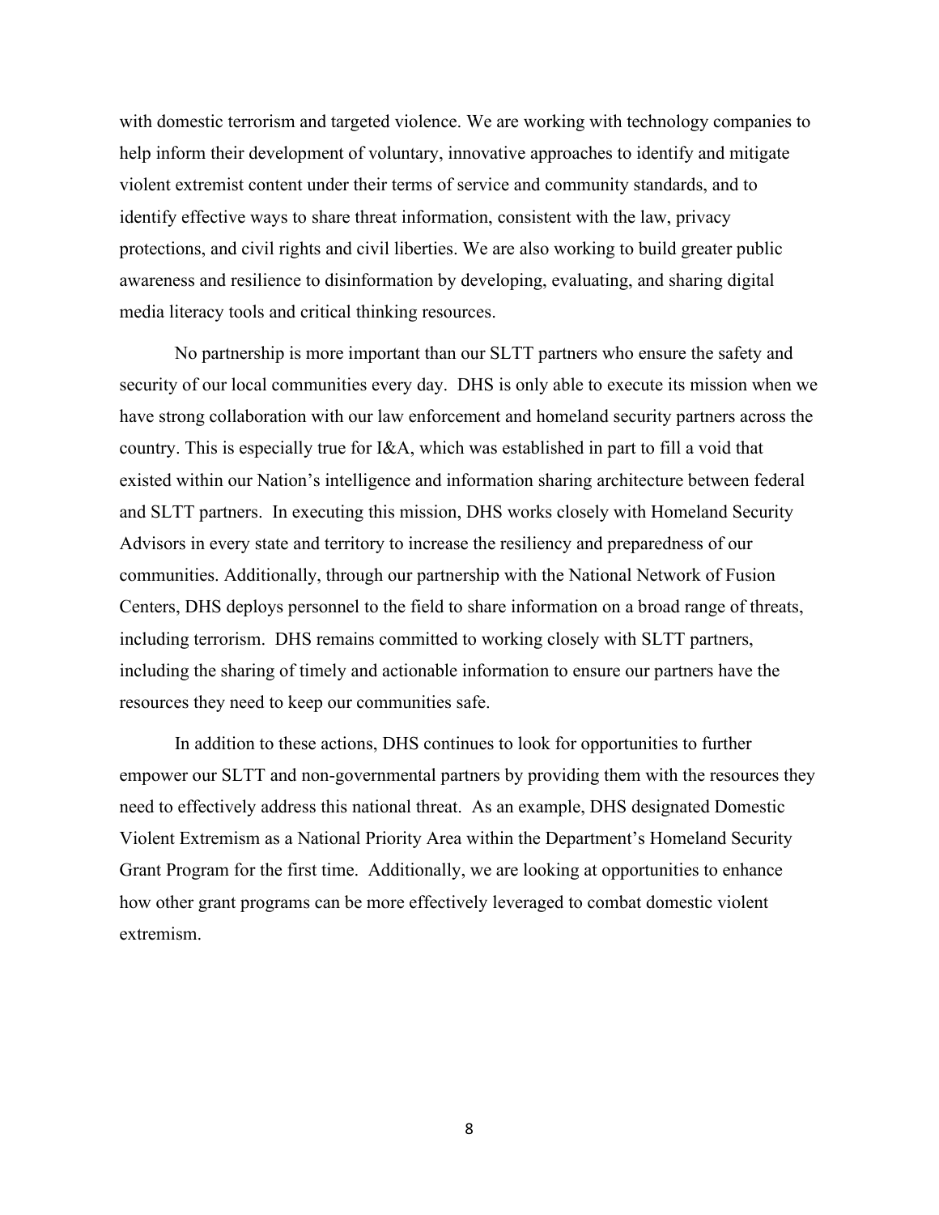with domestic terrorism and targeted violence. We are working with technology companies to help inform their development of voluntary, innovative approaches to identify and mitigate violent extremist content under their terms of service and community standards, and to identify effective ways to share threat information, consistent with the law, privacy protections, and civil rights and civil liberties. We are also working to build greater public awareness and resilience to disinformation by developing, evaluating, and sharing digital media literacy tools and critical thinking resources.

No partnership is more important than our SLTT partners who ensure the safety and security of our local communities every day. DHS is only able to execute its mission when we have strong collaboration with our law enforcement and homeland security partners across the country. This is especially true for I&A, which was established in part to fill a void that existed within our Nation's intelligence and information sharing architecture between federal and SLTT partners. In executing this mission, DHS works closely with Homeland Security Advisors in every state and territory to increase the resiliency and preparedness of our communities. Additionally, through our partnership with the National Network of Fusion Centers, DHS deploys personnel to the field to share information on a broad range of threats, including terrorism. DHS remains committed to working closely with SLTT partners, including the sharing of timely and actionable information to ensure our partners have the resources they need to keep our communities safe.

In addition to these actions, DHS continues to look for opportunities to further empower our SLTT and non-governmental partners by providing them with the resources they need to effectively address this national threat. As an example, DHS designated Domestic Violent Extremism as a National Priority Area within the Department's Homeland Security Grant Program for the first time. Additionally, we are looking at opportunities to enhance how other grant programs can be more effectively leveraged to combat domestic violent extremism.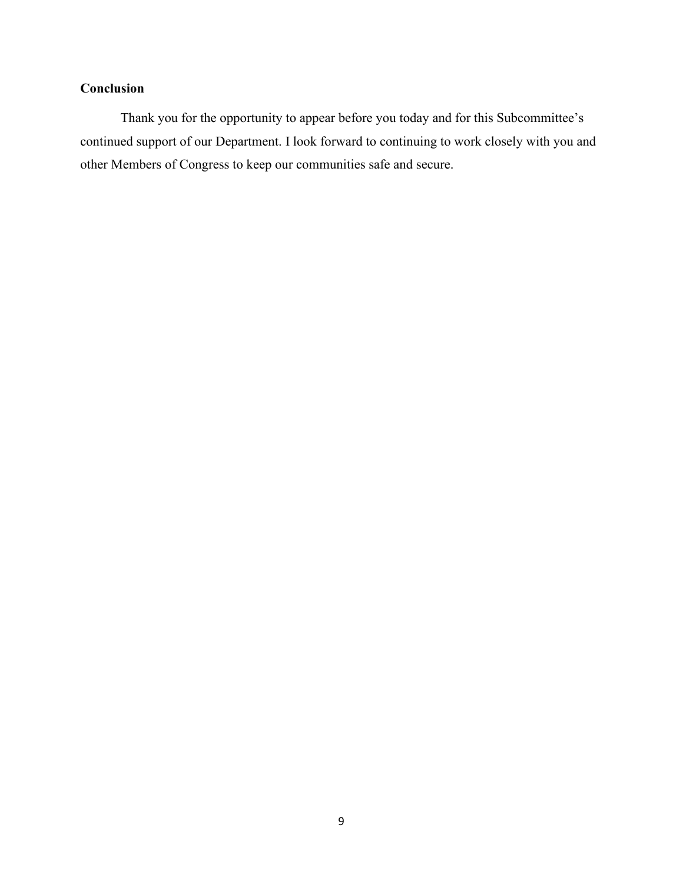**Conclusion**

Thank you for the opportunity to appear before you today and for this Subcommittee's continued support of our Department. I look forward to continuing to work closely with you and other Members of Congress to keep our communities safe and secure.